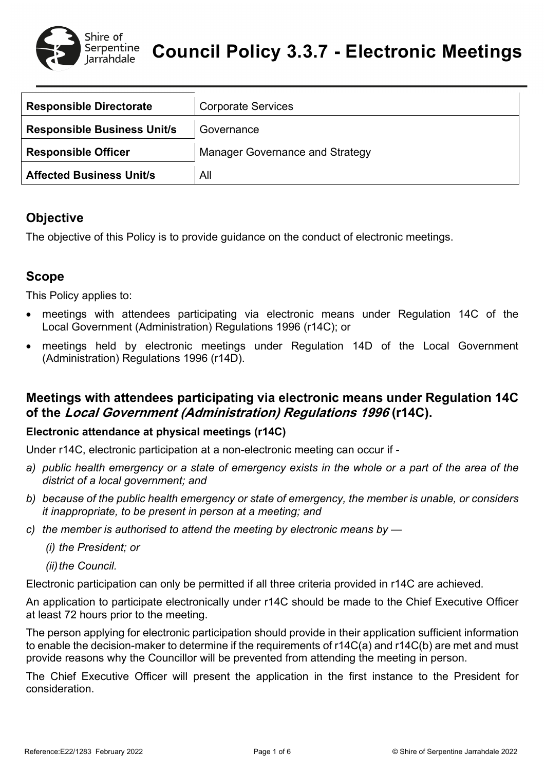# Council Policy 3.3.7 - Electronic Meetings

| Responsible Directorate | Corporate Services |
| --- | --- |
| Responsible Business Unit/s | Governance |
| Responsible Officer | Manager Governance and Strategy |
| Affected Business Unit/s | All |

## Objective

The objective of this Policy is to provide guidance on the conduct of electronic meetings.

## Scope

This Policy applies to:

- meetings with attendees participating via electronic means under Regulation 14C of the Local Government (Administration) Regulations 1996 (r14C); or
- meetings held by electronic meetings under Regulation 14D of the Local Government (Administration) Regulations 1996 (r14D).

## Meetings with attendees participating via electronic means under Regulation 14C of the *Local Government (Administration) Regulations 1996* (r14C).

### Electronic attendance at physical meetings (r14C)

Under r14C, electronic participation at a non-electronic meeting can occur if -

*a) public health emergency or a state of emergency exists in the whole or a part of the area of the district of a local government; and*

*b) because of the public health emergency or state of emergency, the member is unable, or considers it inappropriate, to be present in person at a meeting; and*

*c) the member is authorised to attend the meeting by electronic means by —*

*(i) the President; or*

*(ii) the Council.*

Electronic participation can only be permitted if all three criteria provided in r14C are achieved.

An application to participate electronically under r14C should be made to the Chief Executive Officer at least 72 hours prior to the meeting.

The person applying for electronic participation should provide in their application sufficient information to enable the decision-maker to determine if the requirements of r14C(a) and r14C(b) are met and must provide reasons why the Councillor will be prevented from attending the meeting in person.

The Chief Executive Officer will present the application in the first instance to the President for consideration.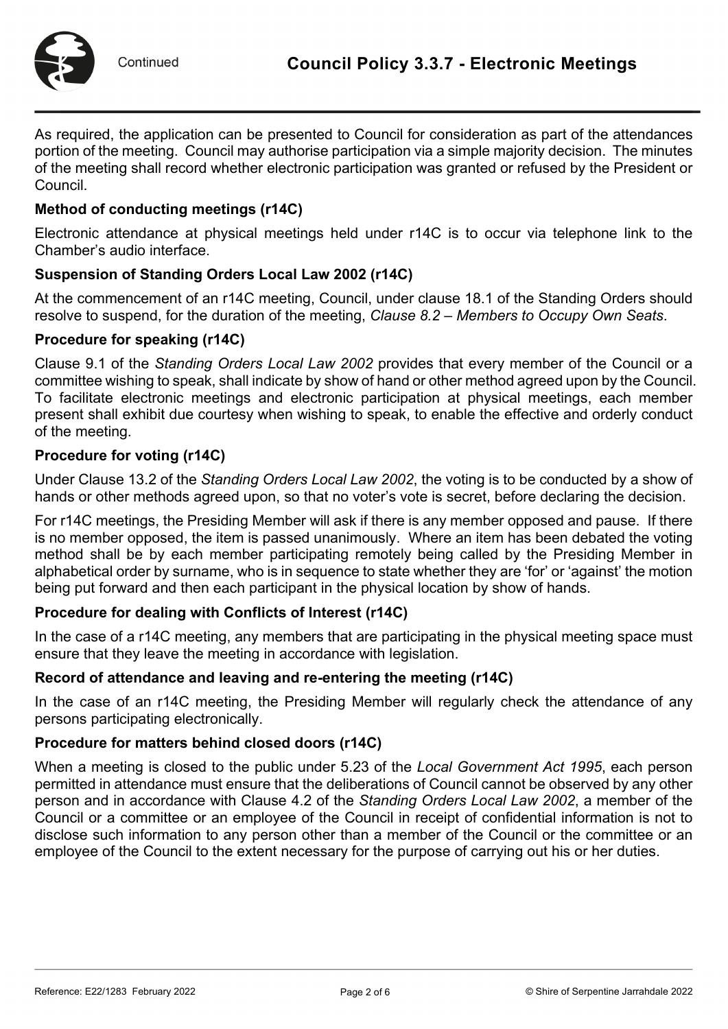As required, the application can be presented to Council for consideration as part of the attendances portion of the meeting. Council may authorise participation via a simple majority decision. The minutes of the meeting shall record whether electronic participation was granted or refused by the President or Council.

### Method of conducting meetings (r14C)

Electronic attendance at physical meetings held under r14C is to occur via telephone link to the Chamber's audio interface.

### Suspension of Standing Orders Local Law 2002 (r14C)

At the commencement of an r14C meeting, Council, under clause 18.1 of the Standing Orders should resolve to suspend, for the duration of the meeting, *Clause 8.2 – Members to Occupy Own Seats*.

### Procedure for speaking (r14C)

Clause 9.1 of the *Standing Orders Local Law 2002* provides that every member of the Council or a committee wishing to speak, shall indicate by show of hand or other method agreed upon by the Council. To facilitate electronic meetings and electronic participation at physical meetings, each member present shall exhibit due courtesy when wishing to speak, to enable the effective and orderly conduct of the meeting.

### Procedure for voting (r14C)

Under Clause 13.2 of the *Standing Orders Local Law 2002*, the voting is to be conducted by a show of hands or other methods agreed upon, so that no voter's vote is secret, before declaring the decision.

For r14C meetings, the Presiding Member will ask if there is any member opposed and pause. If there is no member opposed, the item is passed unanimously. Where an item has been debated the voting method shall be by each member participating remotely being called by the Presiding Member in alphabetical order by surname, who is in sequence to state whether they are 'for' or 'against' the motion being put forward and then each participant in the physical location by show of hands.

### Procedure for dealing with Conflicts of Interest (r14C)

In the case of a r14C meeting, any members that are participating in the physical meeting space must ensure that they leave the meeting in accordance with legislation.

### Record of attendance and leaving and re-entering the meeting (r14C)

In the case of an r14C meeting, the Presiding Member will regularly check the attendance of any persons participating electronically.

### Procedure for matters behind closed doors (r14C)

When a meeting is closed to the public under 5.23 of the *Local Government Act 1995*, each person permitted in attendance must ensure that the deliberations of Council cannot be observed by any other person and in accordance with Clause 4.2 of the *Standing Orders Local Law 2002*, a member of the Council or a committee or an employee of the Council in receipt of confidential information is not to disclose such information to any person other than a member of the Council or the committee or an employee of the Council to the extent necessary for the purpose of carrying out his or her duties.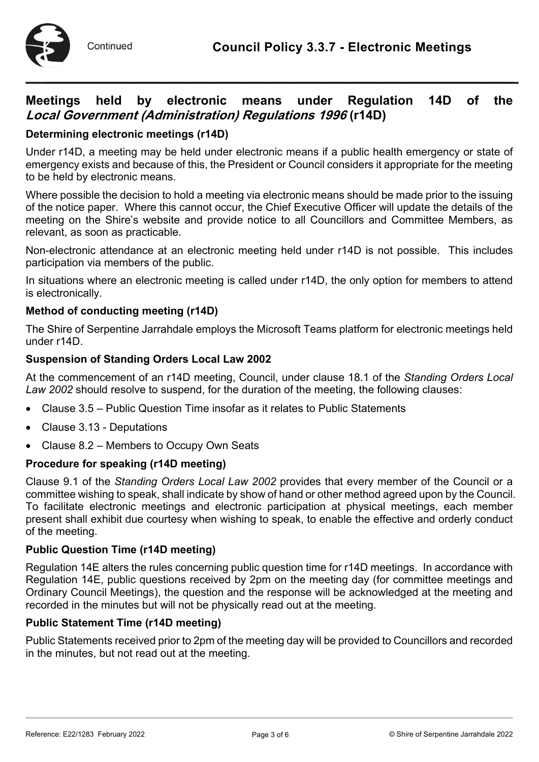## Meetings held by electronic means under Regulation 14D of the *Local Government (Administration) Regulations 1996* (r14D)

### Determining electronic meetings (r14D)

Under r14D, a meeting may be held under electronic means if a public health emergency or state of emergency exists and because of this, the President or Council considers it appropriate for the meeting to be held by electronic means.

Where possible the decision to hold a meeting via electronic means should be made prior to the issuing of the notice paper. Where this cannot occur, the Chief Executive Officer will update the details of the meeting on the Shire's website and provide notice to all Councillors and Committee Members, as relevant, as soon as practicable.

Non-electronic attendance at an electronic meeting held under r14D is not possible. This includes participation via members of the public.

In situations where an electronic meeting is called under r14D, the only option for members to attend is electronically.

### Method of conducting meeting (r14D)

The Shire of Serpentine Jarrahdale employs the Microsoft Teams platform for electronic meetings held under r14D.

### Suspension of Standing Orders Local Law 2002

At the commencement of an r14D meeting, Council, under clause 18.1 of the *Standing Orders Local Law 2002* should resolve to suspend, for the duration of the meeting, the following clauses:

- Clause 3.5 – Public Question Time insofar as it relates to Public Statements
- Clause 3.13 - Deputations
- Clause 8.2 – Members to Occupy Own Seats

### Procedure for speaking (r14D meeting)

Clause 9.1 of the *Standing Orders Local Law 2002* provides that every member of the Council or a committee wishing to speak, shall indicate by show of hand or other method agreed upon by the Council. To facilitate electronic meetings and electronic participation at physical meetings, each member present shall exhibit due courtesy when wishing to speak, to enable the effective and orderly conduct of the meeting.

### Public Question Time (r14D meeting)

Regulation 14E alters the rules concerning public question time for r14D meetings. In accordance with Regulation 14E, public questions received by 2pm on the meeting day (for committee meetings and Ordinary Council Meetings), the question and the response will be acknowledged at the meeting and recorded in the minutes but will not be physically read out at the meeting.

### Public Statement Time (r14D meeting)

Public Statements received prior to 2pm of the meeting day will be provided to Councillors and recorded in the minutes, but not read out at the meeting.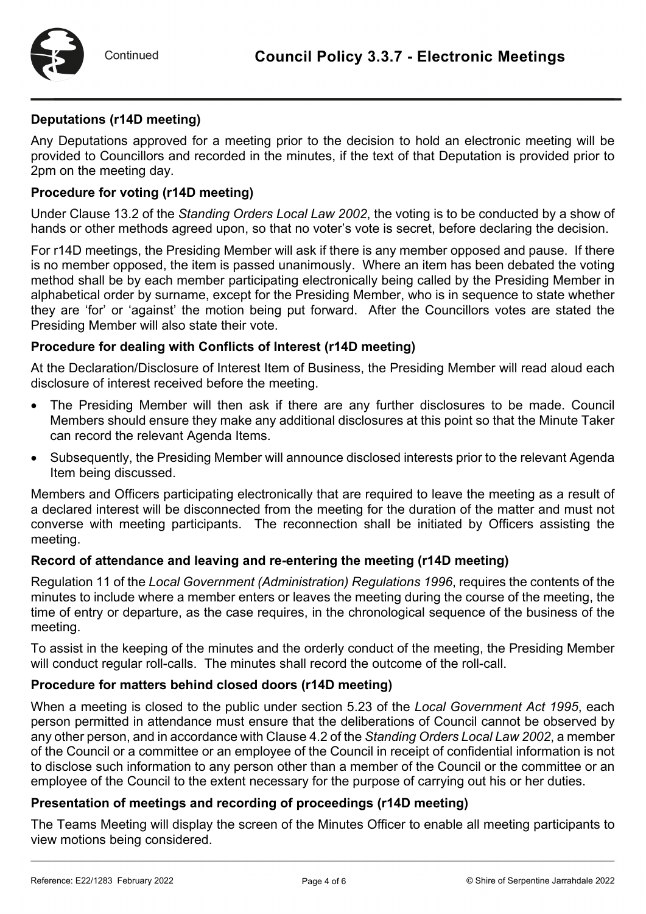### Deputations (r14D meeting)

Any Deputations approved for a meeting prior to the decision to hold an electronic meeting will be provided to Councillors and recorded in the minutes, if the text of that Deputation is provided prior to 2pm on the meeting day.

### Procedure for voting (r14D meeting)

Under Clause 13.2 of the *Standing Orders Local Law 2002*, the voting is to be conducted by a show of hands or other methods agreed upon, so that no voter's vote is secret, before declaring the decision.

For r14D meetings, the Presiding Member will ask if there is any member opposed and pause. If there is no member opposed, the item is passed unanimously. Where an item has been debated the voting method shall be by each member participating electronically being called by the Presiding Member in alphabetical order by surname, except for the Presiding Member, who is in sequence to state whether they are 'for' or 'against' the motion being put forward. After the Councillors votes are stated the Presiding Member will also state their vote.

### Procedure for dealing with Conflicts of Interest (r14D meeting)

At the Declaration/Disclosure of Interest Item of Business, the Presiding Member will read aloud each disclosure of interest received before the meeting.

- The Presiding Member will then ask if there are any further disclosures to be made. Council Members should ensure they make any additional disclosures at this point so that the Minute Taker can record the relevant Agenda Items.
- Subsequently, the Presiding Member will announce disclosed interests prior to the relevant Agenda Item being discussed.

Members and Officers participating electronically that are required to leave the meeting as a result of a declared interest will be disconnected from the meeting for the duration of the matter and must not converse with meeting participants. The reconnection shall be initiated by Officers assisting the meeting.

### Record of attendance and leaving and re-entering the meeting (r14D meeting)

Regulation 11 of the *Local Government (Administration) Regulations 1996*, requires the contents of the minutes to include where a member enters or leaves the meeting during the course of the meeting, the time of entry or departure, as the case requires, in the chronological sequence of the business of the meeting.

To assist in the keeping of the minutes and the orderly conduct of the meeting, the Presiding Member will conduct regular roll-calls. The minutes shall record the outcome of the roll-call.

### Procedure for matters behind closed doors (r14D meeting)

When a meeting is closed to the public under section 5.23 of the *Local Government Act 1995*, each person permitted in attendance must ensure that the deliberations of Council cannot be observed by any other person, and in accordance with Clause 4.2 of the *Standing Orders Local Law 2002*, a member of the Council or a committee or an employee of the Council in receipt of confidential information is not to disclose such information to any person other than a member of the Council or the committee or an employee of the Council to the extent necessary for the purpose of carrying out his or her duties.

### Presentation of meetings and recording of proceedings (r14D meeting)

The Teams Meeting will display the screen of the Minutes Officer to enable all meeting participants to view motions being considered.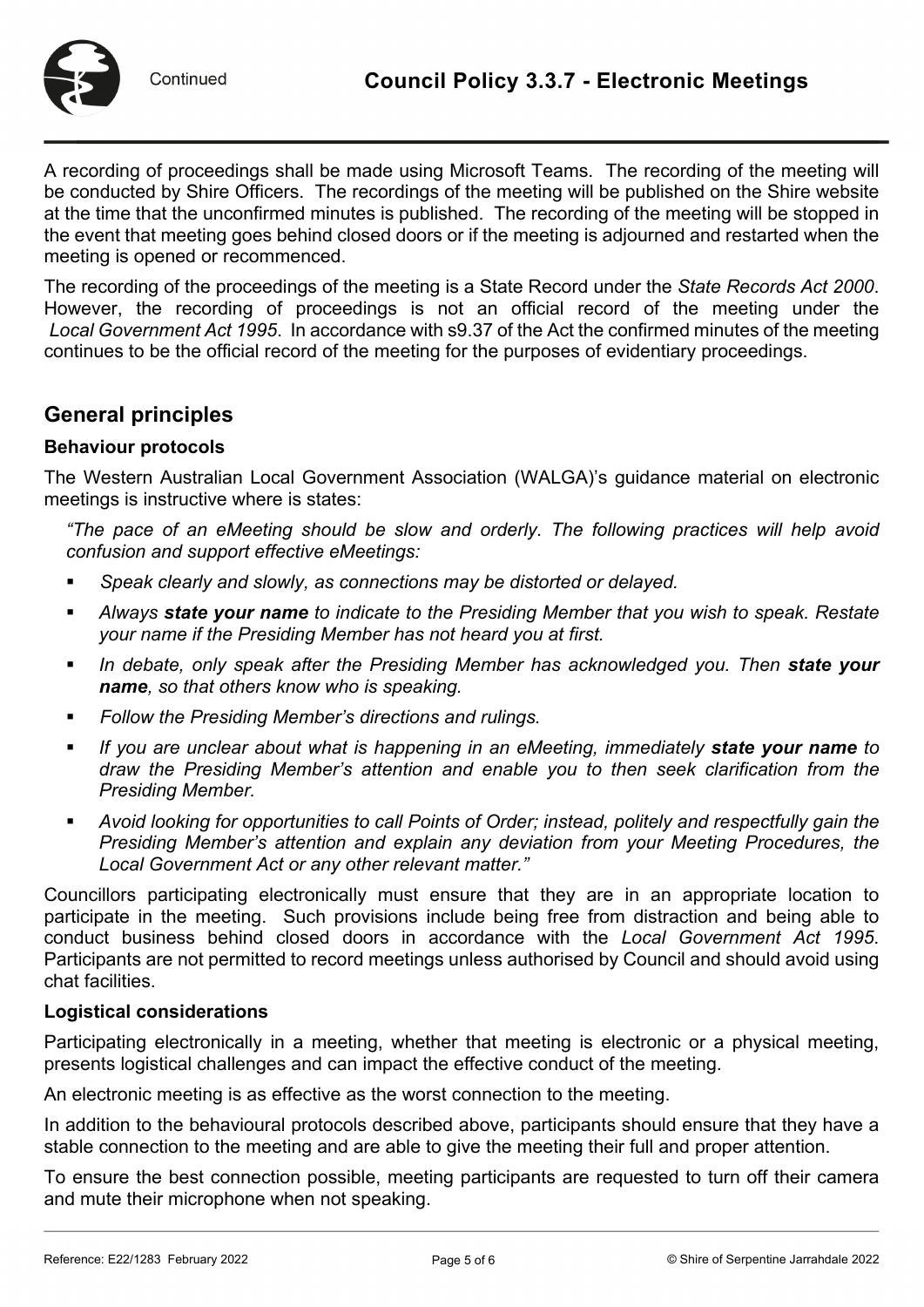A recording of proceedings shall be made using Microsoft Teams. The recording of the meeting will be conducted by Shire Officers. The recordings of the meeting will be published on the Shire website at the time that the unconfirmed minutes is published. The recording of the meeting will be stopped in the event that meeting goes behind closed doors or if the meeting is adjourned and restarted when the meeting is opened or recommenced.

The recording of the proceedings of the meeting is a State Record under the *State Records Act 2000*. However, the recording of proceedings is not an official record of the meeting under the *Local Government Act 1995*. In accordance with s9.37 of the Act the confirmed minutes of the meeting continues to be the official record of the meeting for the purposes of evidentiary proceedings.

## General principles

### Behaviour protocols

The Western Australian Local Government Association (WALGA)'s guidance material on electronic meetings is instructive where is states:

*"The pace of an eMeeting should be slow and orderly. The following practices will help avoid confusion and support effective eMeetings:*

- *Speak clearly and slowly, as connections may be distorted or delayed.*
- *Always* ***state your name*** *to indicate to the Presiding Member that you wish to speak. Restate your name if the Presiding Member has not heard you at first.*
- *In debate, only speak after the Presiding Member has acknowledged you. Then* ***state your name****, so that others know who is speaking.*
- *Follow the Presiding Member's directions and rulings.*
- *If you are unclear about what is happening in an eMeeting, immediately* ***state your name*** *to draw the Presiding Member's attention and enable you to then seek clarification from the Presiding Member.*
- *Avoid looking for opportunities to call Points of Order; instead, politely and respectfully gain the Presiding Member's attention and explain any deviation from your Meeting Procedures, the Local Government Act or any other relevant matter."*

Councillors participating electronically must ensure that they are in an appropriate location to participate in the meeting. Such provisions include being free from distraction and being able to conduct business behind closed doors in accordance with the *Local Government Act 1995*. Participants are not permitted to record meetings unless authorised by Council and should avoid using chat facilities.

### Logistical considerations

Participating electronically in a meeting, whether that meeting is electronic or a physical meeting, presents logistical challenges and can impact the effective conduct of the meeting.

An electronic meeting is as effective as the worst connection to the meeting.

In addition to the behavioural protocols described above, participants should ensure that they have a stable connection to the meeting and are able to give the meeting their full and proper attention.

To ensure the best connection possible, meeting participants are requested to turn off their camera and mute their microphone when not speaking.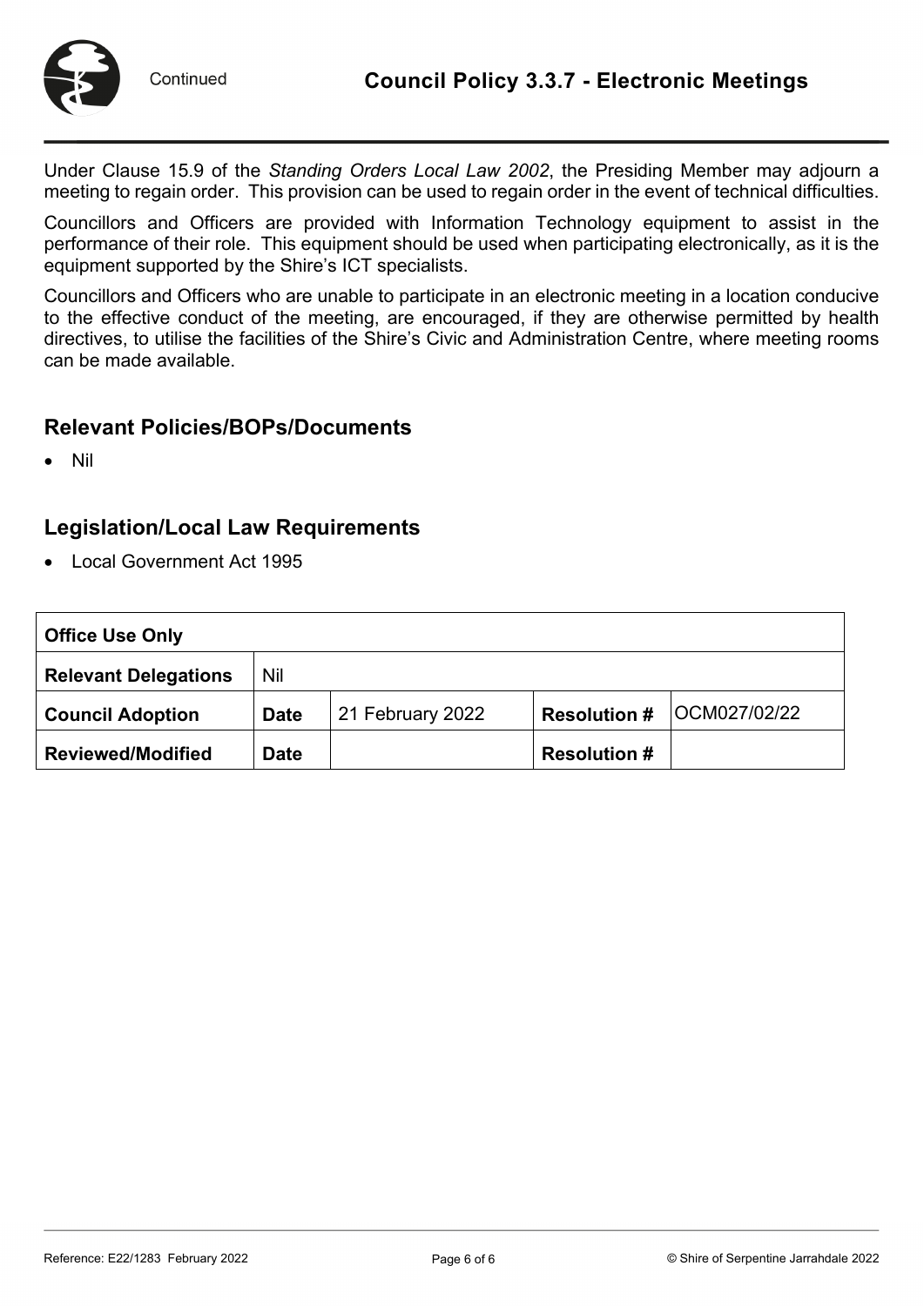Under Clause 15.9 of the *Standing Orders Local Law 2002*, the Presiding Member may adjourn a meeting to regain order. This provision can be used to regain order in the event of technical difficulties.

Councillors and Officers are provided with Information Technology equipment to assist in the performance of their role. This equipment should be used when participating electronically, as it is the equipment supported by the Shire's ICT specialists.

Councillors and Officers who are unable to participate in an electronic meeting in a location conducive to the effective conduct of the meeting, are encouraged, if they are otherwise permitted by health directives, to utilise the facilities of the Shire's Civic and Administration Centre, where meeting rooms can be made available.

## Relevant Policies/BOPs/Documents

- Nil

## Legislation/Local Law Requirements

- Local Government Act 1995

| **Office Use Only** | | | | |
|---|---|---|---|---|
| **Relevant Delegations** | Nil | | | |
| **Council Adoption** | **Date** | 21 February 2022 | **Resolution #** | OCM027/02/22 |
| **Reviewed/Modified** | **Date** | | **Resolution #** | |